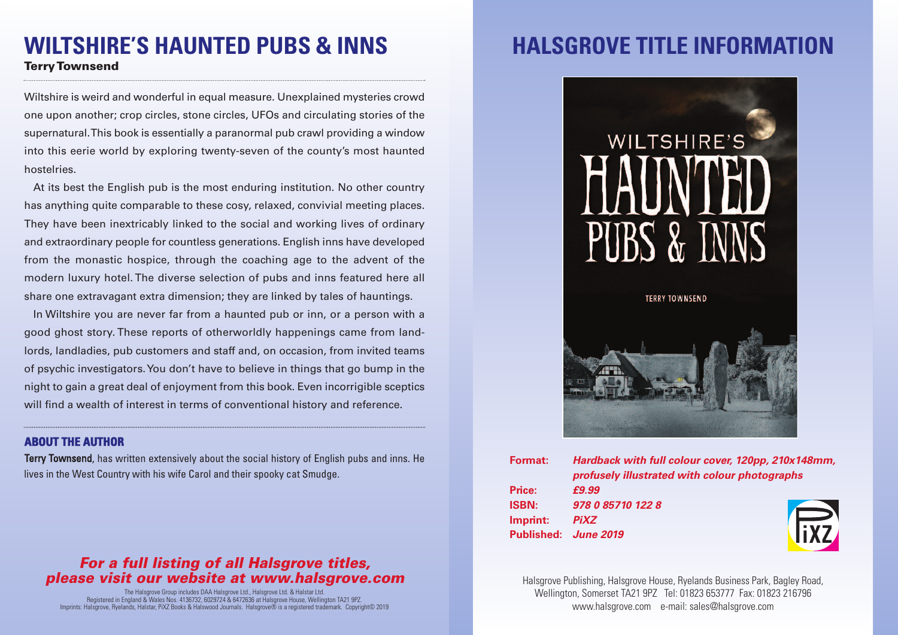# WILTSHIRE'S HAUNTED PUBS & INNS

**Terry Townsend**

Wiltshire is weird and wonderful in equal measure. Unexplained mysteries crowd one upon another; crop circles, stone circles, UFOs and circulating stories of the supernatural. This book is essentially a paranormal pub crawl providing a window into this eerie world by exploring twenty-seven of the county's most haunted hostelries.

At its best the English pub is the most enduring institution. No other country has anything quite comparable to these cosy, relaxed, convivial meeting places. They have been inextricably linked to the social and working lives of ordinary and extraordinary people for countless generations. English inns have developed from the monastic hospice, through the coaching age to the advent of the modern luxury hotel. The diverse selection of pubs and inns featured here all share one extravagant extra dimension; they are linked by tales of hauntings.

In Wiltshire you are never far from a haunted pub or inn, or a person with a good ghost story. These reports of otherworldly happenings came from landlords, landladies, pub customers and staff and, on occasion, from invited teams of psychic investigators. You don't have to believe in things that go bump in the night to gain a great deal of enjoyment from this book. Even incorrigible sceptics will find a wealth of interest in terms of conventional history and reference.

## ABOUT THE AUTHOR

**Terry Townsend**, has written extensively about the social history of English pubs and inns. He lives in the West Country with his wife Carol and their spooky cat Smudge.

***For a full listing of all Halsgrove titles, please visit our website at www.halsgrove.com***

The Halsgrove Group includes DAA Halsgrove Ltd., Halsgrove Ltd. & Halstar Ltd.
Registered in England & Wales Nos. 4136732, 6029724 & 6472636 at Halsgrove House, Wellington TA21 9PZ.
Imprints: Halsgrove, Ryelands, Halstar, PiXZ Books & Halswood Journals. Halsgrove® is a registered trademark. Copyright© 2019

# HALSGROVE TITLE INFORMATION

**Format:** ***Hardback with full colour cover, 120pp, 210x148mm, profusely illustrated with colour photographs***
**Price:** ***£9.99***
**ISBN:** ***978 0 85710 122 8***
**Imprint:** ***PiXZ***
**Published:** ***June 2019***

Halsgrove Publishing, Halsgrove House, Ryelands Business Park, Bagley Road, Wellington, Somerset TA21 9PZ Tel: 01823 653777 Fax: 01823 216796
www.halsgrove.com e-mail: sales@halsgrove.com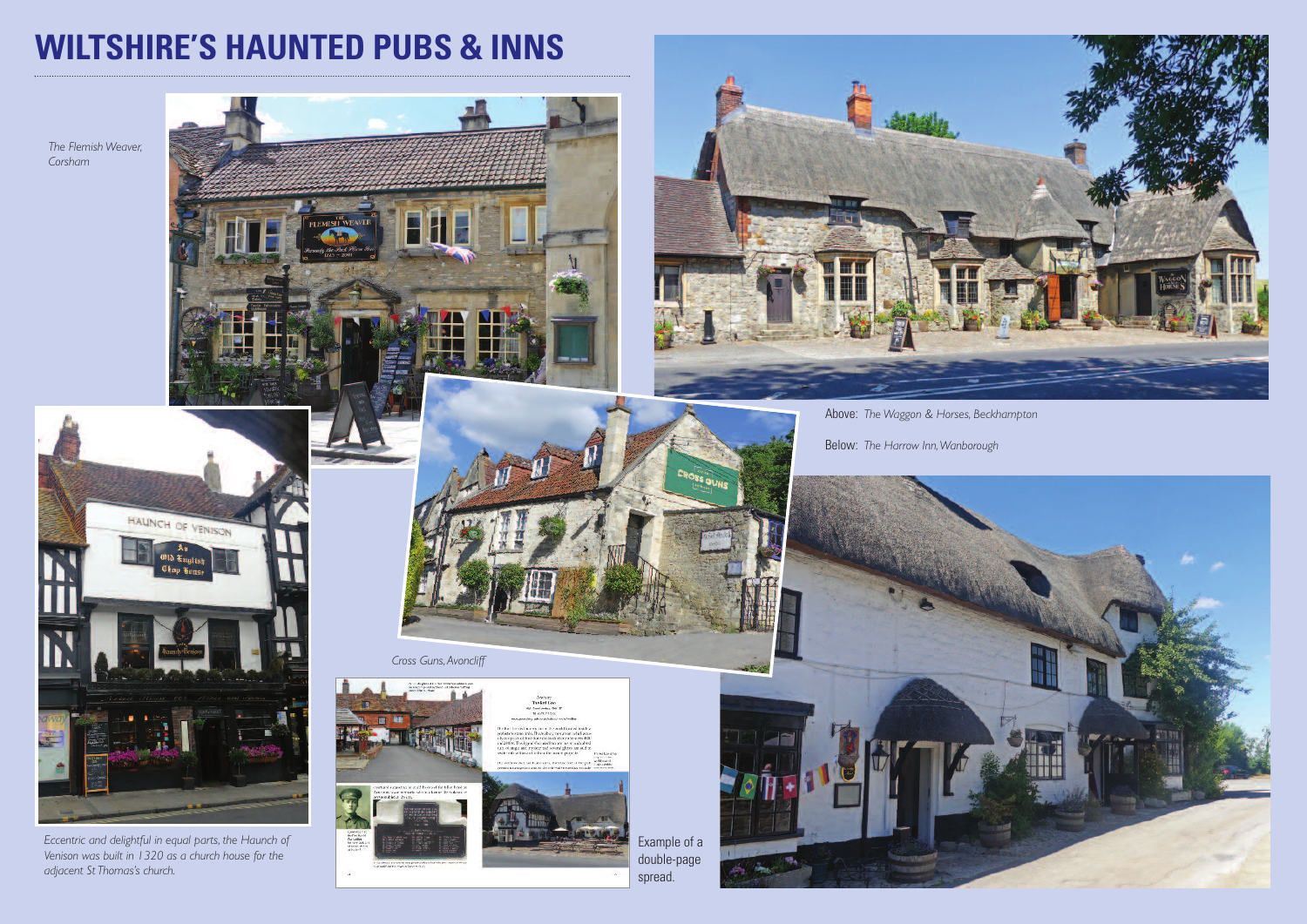# WILTSHIRE'S HAUNTED PUBS & INNS

*The Flemish Weaver, Corsham*

Above: *The Waggon & Horses, Beckhampton*

Below: *The Harrow Inn, Wanborough*

*Cross Guns, Avoncliff*

*Eccentric and delightful in equal parts, the Haunch of Venison was built in 1320 as a church house for the adjacent St Thomas's church.*

Example of a double-page spread.